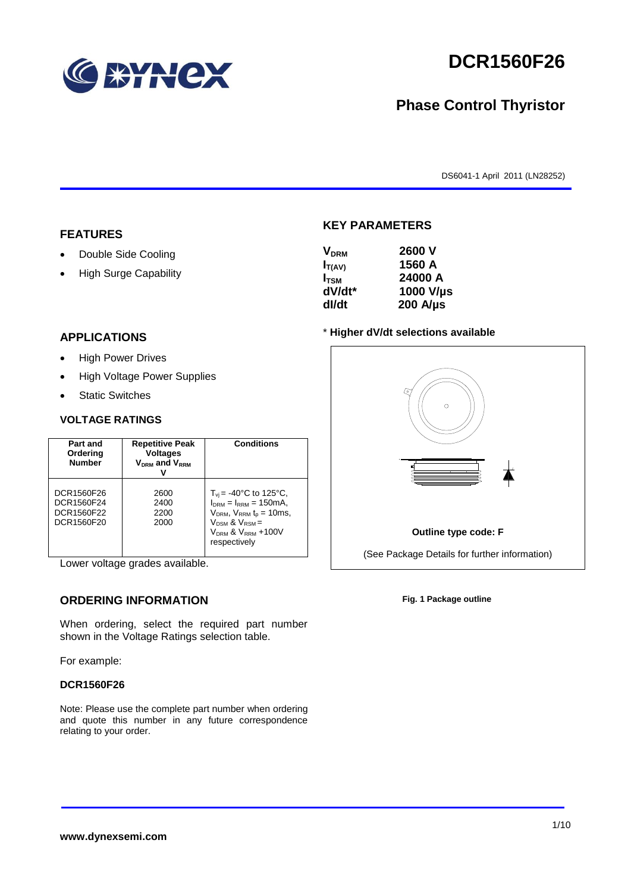# DCR1560F26

## Phase Control Thyristor

DS6041-1 April 2011 (LN28252)

## FEATURES

- Double Side Cooling
- High Surge Capability

## APPLICATIONS

- High Power Drives
- High Voltage Power Supplies
- Static Switches

## KEY PARAMETERS

| | |
|---|---|
| $V_{DRM}$ | **2600 V** |
| $I_{T(AV)}$ | **1560 A** |
| $I_{TSM}$ | **24000 A** |
| **dV/dt*** | **1000 V/µs** |
| **dI/dt** | **200 A/µs** |

\* **Higher dV/dt selections available**

### VOLTAGE RATINGS

| Part and Ordering Number | Repetitive Peak Voltages $V_{DRM}$ and $V_{RRM}$ V | Conditions |
|---|---|---|
| DCR1560F26<br>DCR1560F24<br>DCR1560F22<br>DCR1560F20 | 2600<br>2400<br>2200<br>2000 | $T_{vj}$ = -40°C to 125°C, $I_{DRM}$ = $I_{RRM}$ = 150mA, $V_{DRM}$, $V_{RRM}$ $t_p$ = 10ms, $V_{DSM}$ & $V_{RSM}$ = $V_{DRM}$ & $V_{RRM}$ +100V respectively |

Lower voltage grades available.

**Outline type code: F**

(See Package Details for further information)

**Fig. 1 Package outline**

## ORDERING INFORMATION

When ordering, select the required part number shown in the Voltage Ratings selection table.

For example:

**DCR1560F26**

Note: Please use the complete part number when ordering and quote this number in any future correspondence relating to your order.

**www.dynexsemi.com**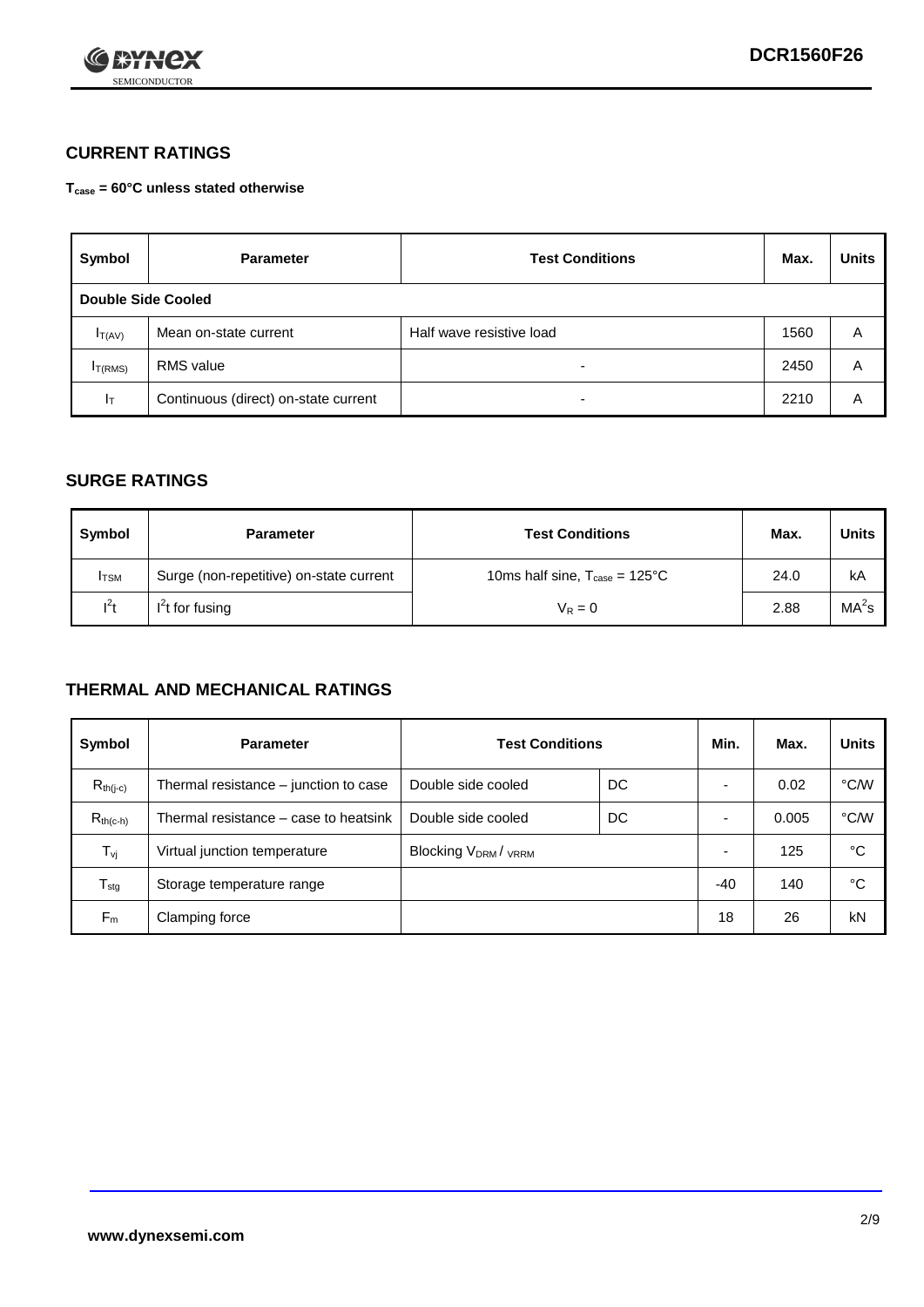## CURRENT RATINGS

**$T_{case}$ = 60°C unless stated otherwise**

| Symbol | Parameter | Test Conditions | Max. | Units |
|---|---|---|---|---|
| **Double Side Cooled** | | | | |
| $I_{T(AV)}$ | Mean on-state current | Half wave resistive load | 1560 | A |
| $I_{T(RMS)}$ | RMS value | - | 2450 | A |
| $I_T$ | Continuous (direct) on-state current | - | 2210 | A |

## SURGE RATINGS

| Symbol | Parameter | Test Conditions | Max. | Units |
|---|---|---|---|---|
| $I_{TSM}$ | Surge (non-repetitive) on-state current | 10ms half sine, $T_{case}$ = 125°C | 24.0 | kA |
| $I^2t$ | $I^2t$ for fusing | $V_R = 0$ | 2.88 | $MA^2s$ |

## THERMAL AND MECHANICAL RATINGS

| Symbol | Parameter | Test Conditions | | Min. | Max. | Units |
|---|---|---|---|---|---|---|
| $R_{th(j-c)}$ | Thermal resistance – junction to case | Double side cooled | DC | - | 0.02 | °C/W |
| $R_{th(c-h)}$ | Thermal resistance – case to heatsink | Double side cooled | DC | - | 0.005 | °C/W |
| $T_{vj}$ | Virtual junction temperature | Blocking $V_{DRM}$ / $V_{RRM}$ | | - | 125 | °C |
| $T_{stg}$ | Storage temperature range | | | -40 | 140 | °C |
| $F_m$ | Clamping force | | | 18 | 26 | kN |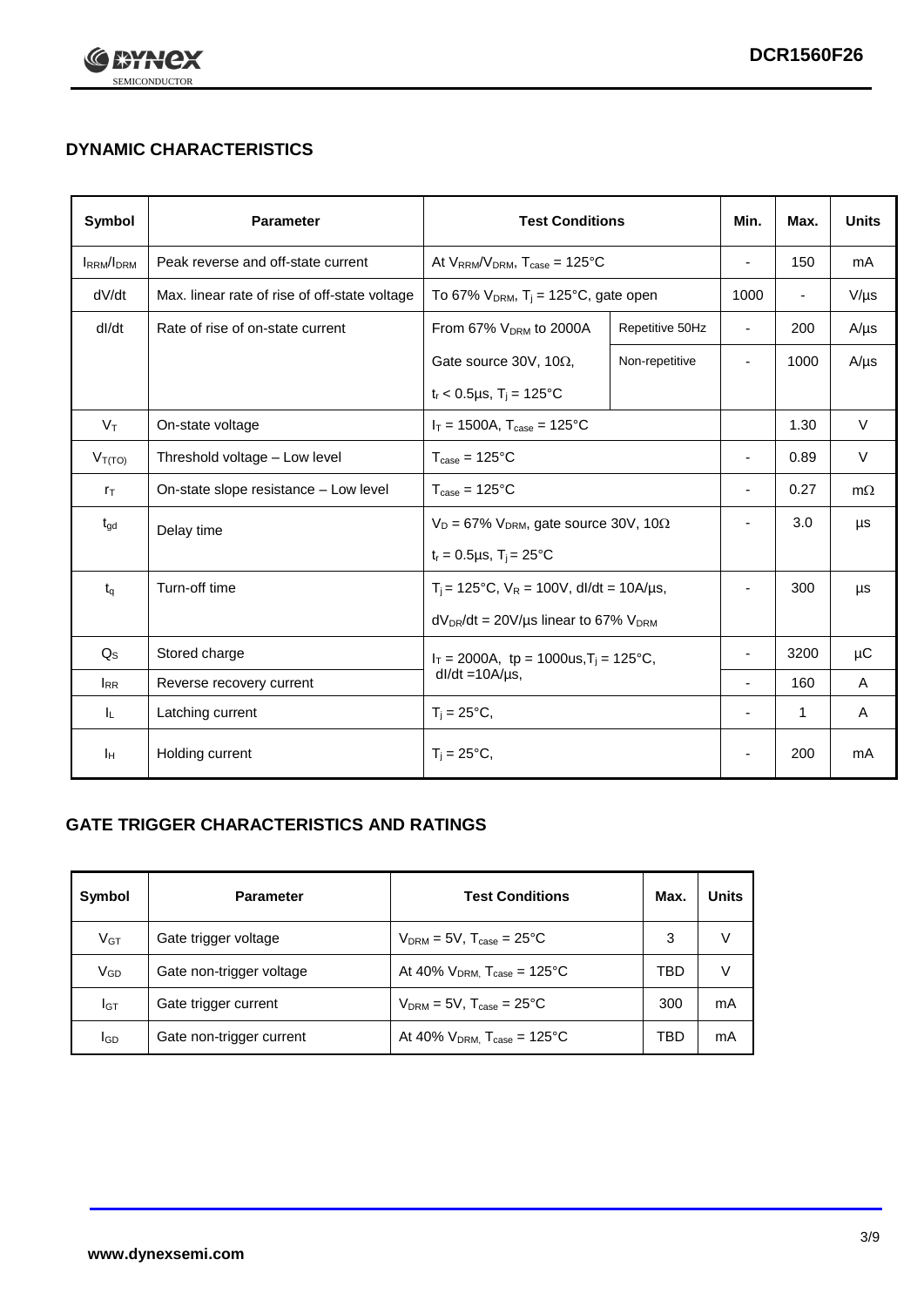## DYNAMIC CHARACTERISTICS

| Symbol | Parameter | Test Conditions | | Min. | Max. | Units |
|---|---|---|---|---|---|---|
| $I_{RRM}/I_{DRM}$ | Peak reverse and off-state current | At $V_{RRM}/V_{DRM}$, $T_{case}$ = 125°C | | - | 150 | mA |
| dV/dt | Max. linear rate of rise of off-state voltage | To 67% $V_{DRM}$, $T_j$ = 125°C, gate open | | 1000 | - | V/µs |
| dI/dt | Rate of rise of on-state current | From 67% $V_{DRM}$ to 2000A | Repetitive 50Hz | - | 200 | A/µs |
| | | Gate source 30V, 10Ω, $t_r$ < 0.5µs, $T_j$ = 125°C | Non-repetitive | - | 1000 | A/µs |
| $V_T$ | On-state voltage | $I_T$ = 1500A, $T_{case}$ = 125°C | | | 1.30 | V |
| $V_{T(TO)}$ | Threshold voltage – Low level | $T_{case}$ = 125°C | | - | 0.89 | V |
| $r_T$ | On-state slope resistance – Low level | $T_{case}$ = 125°C | | - | 0.27 | mΩ |
| $t_{gd}$ | Delay time | $V_D$ = 67% $V_{DRM}$, gate source 30V, 10Ω, $t_r$ = 0.5µs, $T_j$ = 25°C | | - | 3.0 | µs |
| $t_q$ | Turn-off time | $T_j$ = 125°C, $V_R$ = 100V, dI/dt = 10A/µs, $dV_{DR}/dt$ = 20V/µs linear to 67% $V_{DRM}$ | | - | 300 | µs |
| $Q_S$ | Stored charge | $I_T$ = 2000A, tp = 1000us, $T_j$ = 125°C, dI/dt =10A/µs, | | - | 3200 | µC |
| $I_{RR}$ | Reverse recovery current | | | - | 160 | A |
| $I_L$ | Latching current | $T_j$ = 25°C, | | - | 1 | A |
| $I_H$ | Holding current | $T_j$ = 25°C, | | - | 200 | mA |

## GATE TRIGGER CHARACTERISTICS AND RATINGS

| Symbol | Parameter | Test Conditions | Max. | Units |
|---|---|---|---|---|
| $V_{GT}$ | Gate trigger voltage | $V_{DRM}$ = 5V, $T_{case}$ = 25°C | 3 | V |
| $V_{GD}$ | Gate non-trigger voltage | At 40% $V_{DRM}$, $T_{case}$ = 125°C | TBD | V |
| $I_{GT}$ | Gate trigger current | $V_{DRM}$ = 5V, $T_{case}$ = 25°C | 300 | mA |
| $I_{GD}$ | Gate non-trigger current | At 40% $V_{DRM}$, $T_{case}$ = 125°C | TBD | mA |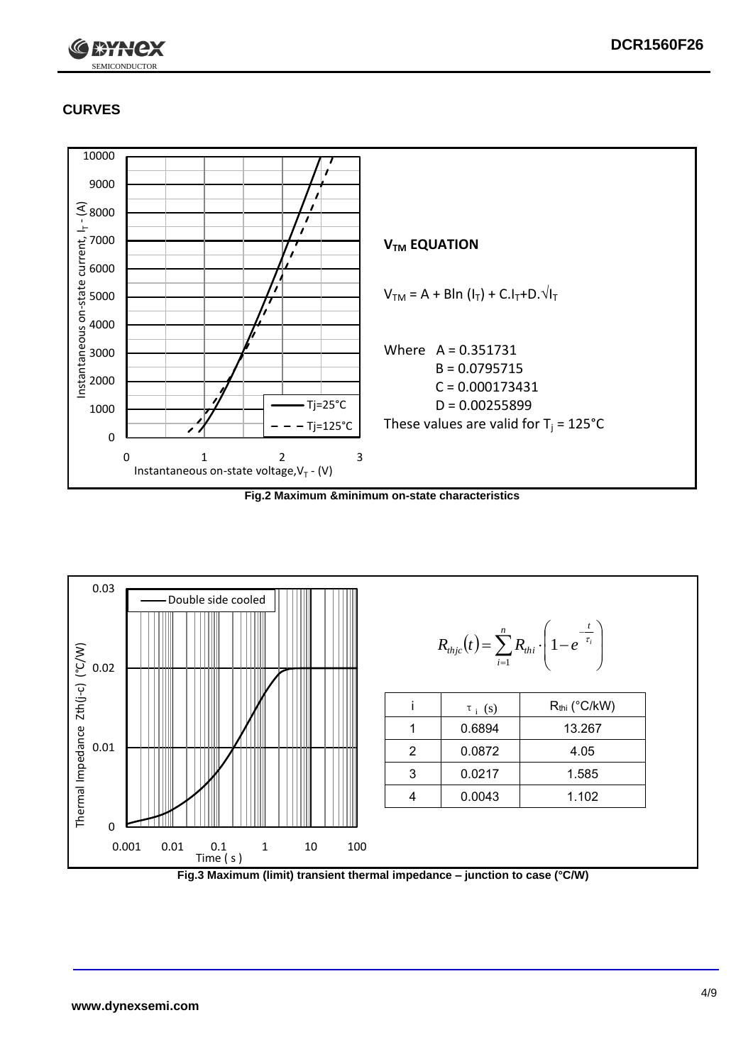## CURVES

### $V_{TM}$ EQUATION

$$V_{TM} = A + B\ln(I_T) + C.I_T + D.\sqrt{I_T}$$

Where A = 0.351731
B = 0.0795715
C = 0.000173431
D = 0.00255899

These values are valid for $T_j$ = 125°C

**Fig.2 Maximum &minimum on-state characteristics**

$$R_{thjc}(t) = \sum_{i=1}^{n} R_{thi} \cdot \left(1 - e^{-\frac{t}{\tau_i}}\right)$$

| i | $\tau_i$ (s) | $R_{thi}$ (°C/kW) |
|---|---|---|
| 1 | 0.6894 | 13.267 |
| 2 | 0.0872 | 4.05 |
| 3 | 0.0217 | 1.585 |
| 4 | 0.0043 | 1.102 |

**Fig.3 Maximum (limit) transient thermal impedance – junction to case (°C/W)**

www.dynexsemi.com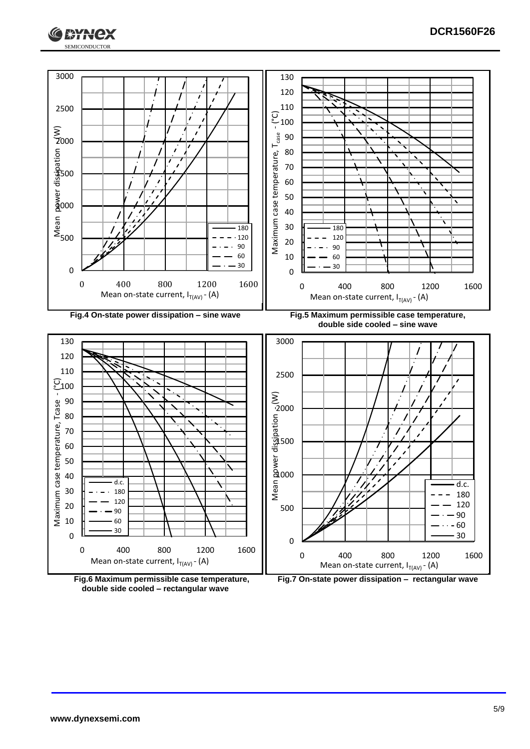Fig.4 On-state power dissipation – sine wave

Fig.5 Maximum permissible case temperature, double side cooled – sine wave

Fig.6 Maximum permissible case temperature, double side cooled – rectangular wave

Fig.7 On-state power dissipation – rectangular wave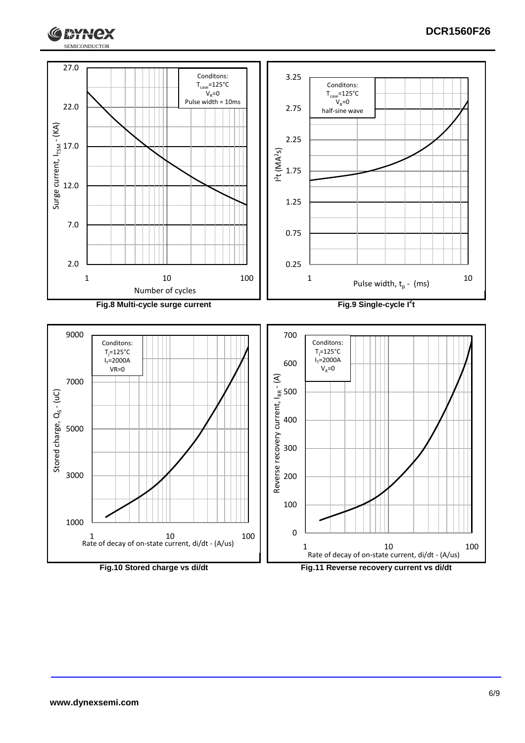Conditons:
$T_{case}$=125°C
$V_R$=0
Pulse width = 10ms

Surge current, $I_{TSM}$ - (KA)

Number of cycles

**Fig.8 Multi-cycle surge current**

Conditons:
$T_{case}$=125°C
$V_R$=0
half-sine wave

$I^2t$ ($MA^2s$)

Pulse width, $t_p$ - (ms)

**Fig.9 Single-cycle $I^2t$**

Conditons:
$T_j$=125°C
$I_T$=2000A
VR=0

Stored charge, $Q_S$ - (uC)

Rate of decay of on-state current, di/dt - (A/us)

**Fig.10 Stored charge vs di/dt**

Conditons:
$T_j$=125°C
$I_T$=2000A
$V_R$=0

Reverse recovery current, $I_{RR}$ - (A)

Rate of decay of on-state current, di/dt - (A/us)

**Fig.11 Reverse recovery current vs di/dt**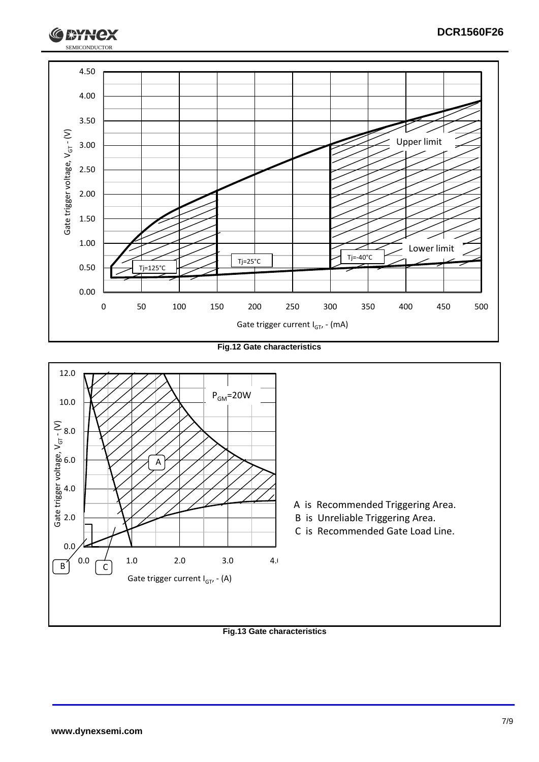Fig.12 Gate characteristics

A is Recommended Triggering Area.
B is Unreliable Triggering Area.
C is Recommended Gate Load Line.

Fig.13 Gate characteristics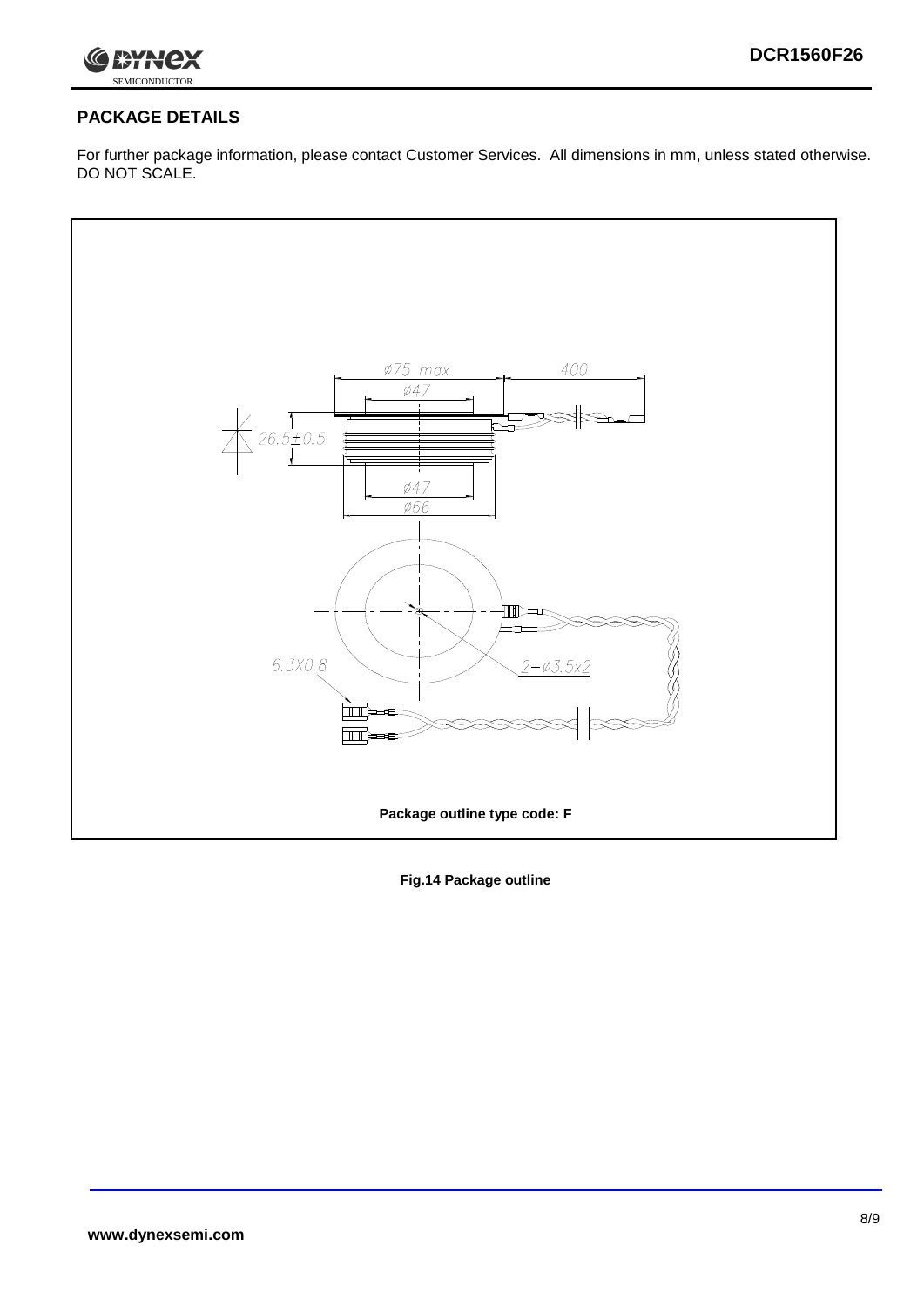## PACKAGE DETAILS

For further package information, please contact Customer Services. All dimensions in mm, unless stated otherwise. DO NOT SCALE.

Package outline type code: F

**Fig.14 Package outline**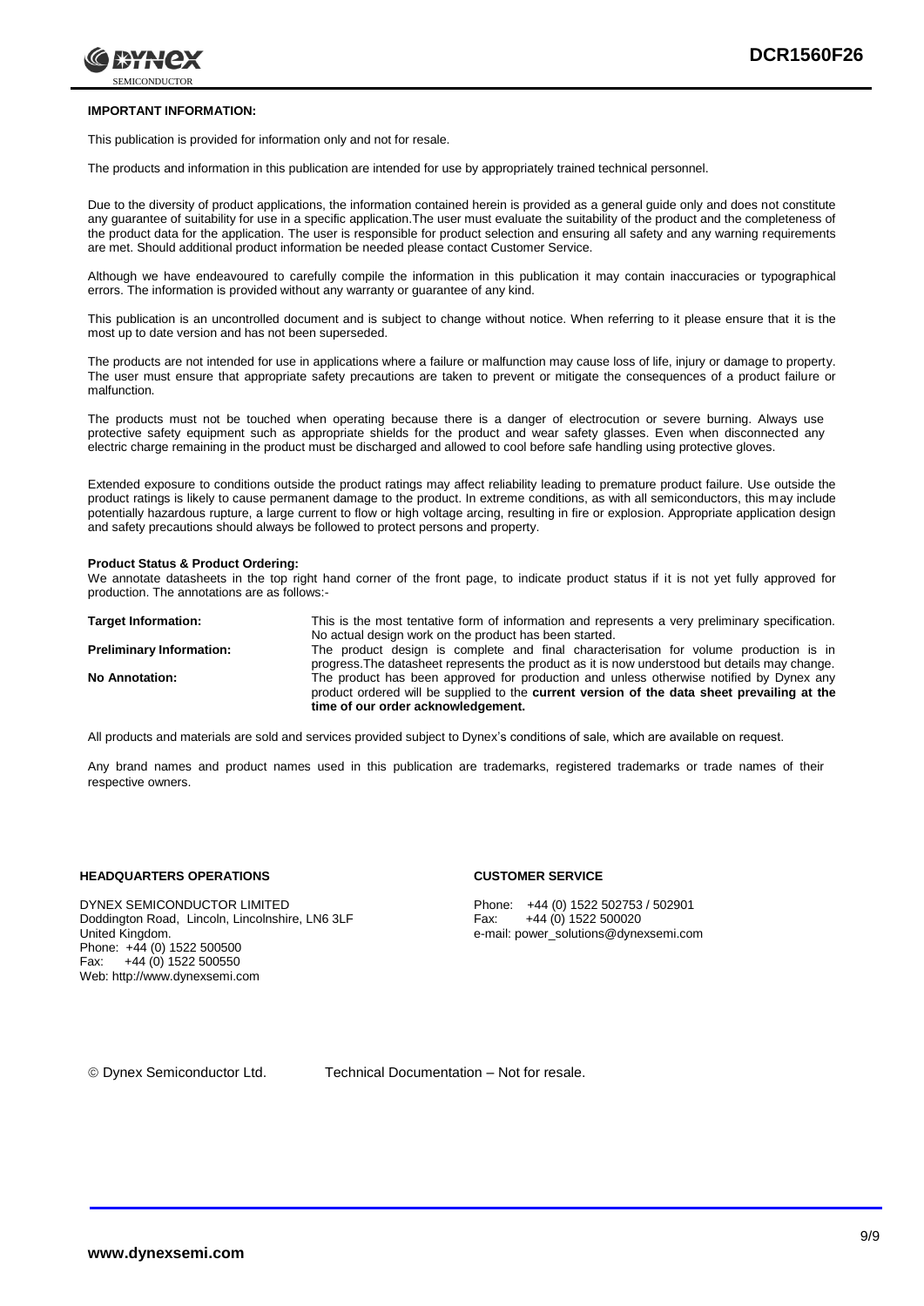**IMPORTANT INFORMATION:**

This publication is provided for information only and not for resale.

The products and information in this publication are intended for use by appropriately trained technical personnel.

Due to the diversity of product applications, the information contained herein is provided as a general guide only and does not constitute any guarantee of suitability for use in a specific application.The user must evaluate the suitability of the product and the completeness of the product data for the application. The user is responsible for product selection and ensuring all safety and any warning requirements are met. Should additional product information be needed please contact Customer Service.

Although we have endeavoured to carefully compile the information in this publication it may contain inaccuracies or typographical errors. The information is provided without any warranty or guarantee of any kind.

This publication is an uncontrolled document and is subject to change without notice. When referring to it please ensure that it is the most up to date version and has not been superseded.

The products are not intended for use in applications where a failure or malfunction may cause loss of life, injury or damage to property. The user must ensure that appropriate safety precautions are taken to prevent or mitigate the consequences of a product failure or malfunction.

The products must not be touched when operating because there is a danger of electrocution or severe burning. Always use protective safety equipment such as appropriate shields for the product and wear safety glasses. Even when disconnected any electric charge remaining in the product must be discharged and allowed to cool before safe handling using protective gloves.

Extended exposure to conditions outside the product ratings may affect reliability leading to premature product failure. Use outside the product ratings is likely to cause permanent damage to the product. In extreme conditions, as with all semiconductors, this may include potentially hazardous rupture, a large current to flow or high voltage arcing, resulting in fire or explosion. Appropriate application design and safety precautions should always be followed to protect persons and property.

**Product Status & Product Ordering:**

We annotate datasheets in the top right hand corner of the front page, to indicate product status if it is not yet fully approved for production. The annotations are as follows:-

| | |
|---|---|
| **Target Information:** | This is the most tentative form of information and represents a very preliminary specification. No actual design work on the product has been started. |
| **Preliminary Information:** | The product design is complete and final characterisation for volume production is in progress.The datasheet represents the product as it is now understood but details may change. |
| **No Annotation:** | The product has been approved for production and unless otherwise notified by Dynex any product ordered will be supplied to the **current version of the data sheet prevailing at the time of our order acknowledgement.** |

All products and materials are sold and services provided subject to Dynex's conditions of sale, which are available on request.

Any brand names and product names used in this publication are trademarks, registered trademarks or trade names of their respective owners.

**HEADQUARTERS OPERATIONS**

DYNEX SEMICONDUCTOR LIMITED
Doddington Road, Lincoln, Lincolnshire, LN6 3LF
United Kingdom.
Phone: +44 (0) 1522 500500
Fax: +44 (0) 1522 500550
Web: http://www.dynexsemi.com

**CUSTOMER SERVICE**

Phone: +44 (0) 1522 502753 / 502901
Fax: +44 (0) 1522 500020
e-mail: power_solutions@dynexsemi.com

© Dynex Semiconductor Ltd. Technical Documentation – Not for resale.